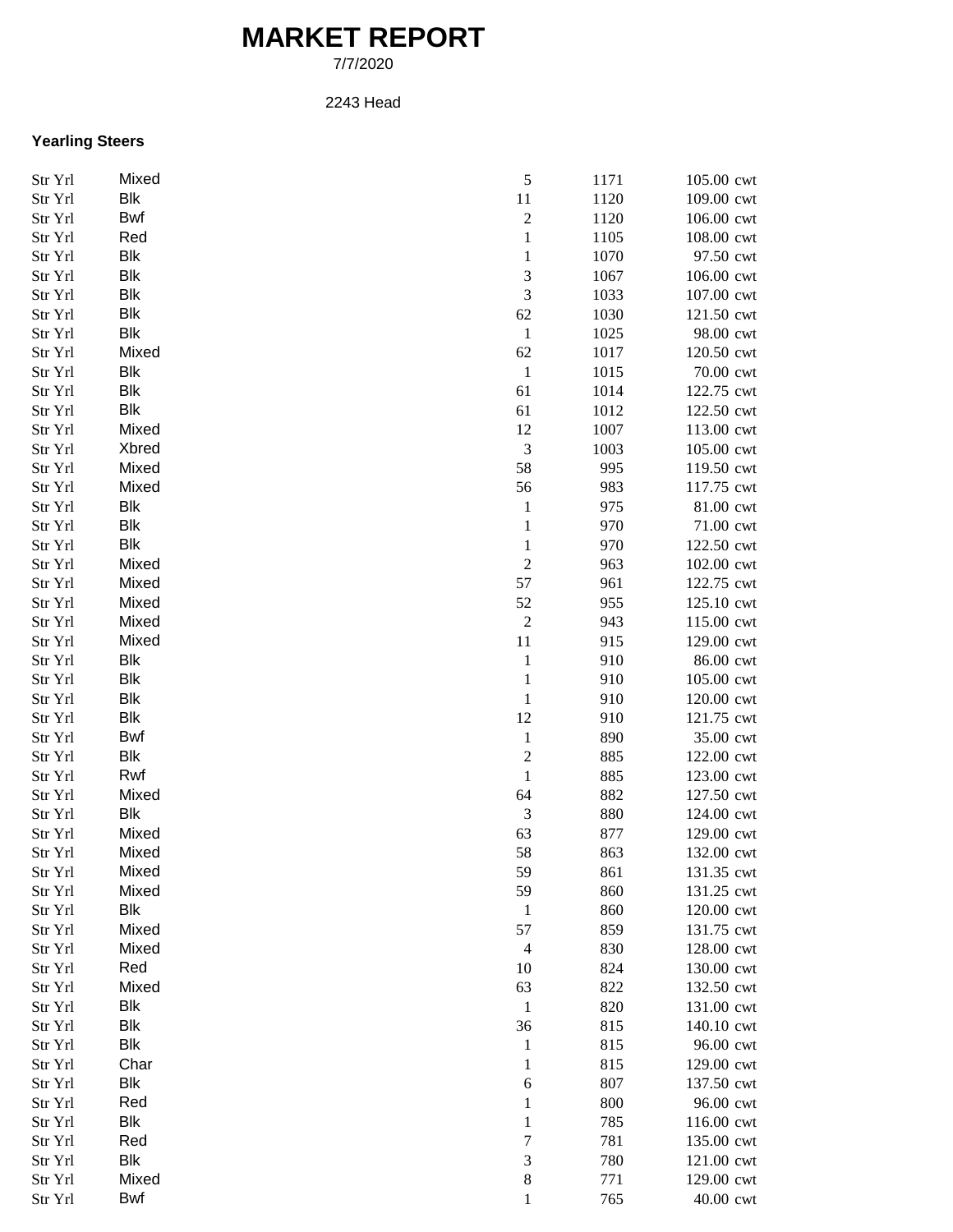# MARKET REPORT

7/7/2020

2243 Head

### Yearling Steers

| | | | | | |
|---|---|---|---|---|---|
| Str Yrl | Mixed | 5 | 1171 | 105.00 | cwt |
| Str Yrl | Blk | 11 | 1120 | 109.00 | cwt |
| Str Yrl | Bwf | 2 | 1120 | 106.00 | cwt |
| Str Yrl | Red | 1 | 1105 | 108.00 | cwt |
| Str Yrl | Blk | 1 | 1070 | 97.50 | cwt |
| Str Yrl | Blk | 3 | 1067 | 106.00 | cwt |
| Str Yrl | Blk | 3 | 1033 | 107.00 | cwt |
| Str Yrl | Blk | 62 | 1030 | 121.50 | cwt |
| Str Yrl | Blk | 1 | 1025 | 98.00 | cwt |
| Str Yrl | Mixed | 62 | 1017 | 120.50 | cwt |
| Str Yrl | Blk | 1 | 1015 | 70.00 | cwt |
| Str Yrl | Blk | 61 | 1014 | 122.75 | cwt |
| Str Yrl | Blk | 61 | 1012 | 122.50 | cwt |
| Str Yrl | Mixed | 12 | 1007 | 113.00 | cwt |
| Str Yrl | Xbred | 3 | 1003 | 105.00 | cwt |
| Str Yrl | Mixed | 58 | 995 | 119.50 | cwt |
| Str Yrl | Mixed | 56 | 983 | 117.75 | cwt |
| Str Yrl | Blk | 1 | 975 | 81.00 | cwt |
| Str Yrl | Blk | 1 | 970 | 71.00 | cwt |
| Str Yrl | Blk | 1 | 970 | 122.50 | cwt |
| Str Yrl | Mixed | 2 | 963 | 102.00 | cwt |
| Str Yrl | Mixed | 57 | 961 | 122.75 | cwt |
| Str Yrl | Mixed | 52 | 955 | 125.10 | cwt |
| Str Yrl | Mixed | 2 | 943 | 115.00 | cwt |
| Str Yrl | Mixed | 11 | 915 | 129.00 | cwt |
| Str Yrl | Blk | 1 | 910 | 86.00 | cwt |
| Str Yrl | Blk | 1 | 910 | 105.00 | cwt |
| Str Yrl | Blk | 1 | 910 | 120.00 | cwt |
| Str Yrl | Blk | 12 | 910 | 121.75 | cwt |
| Str Yrl | Bwf | 1 | 890 | 35.00 | cwt |
| Str Yrl | Blk | 2 | 885 | 122.00 | cwt |
| Str Yrl | Rwf | 1 | 885 | 123.00 | cwt |
| Str Yrl | Mixed | 64 | 882 | 127.50 | cwt |
| Str Yrl | Blk | 3 | 880 | 124.00 | cwt |
| Str Yrl | Mixed | 63 | 877 | 129.00 | cwt |
| Str Yrl | Mixed | 58 | 863 | 132.00 | cwt |
| Str Yrl | Mixed | 59 | 861 | 131.35 | cwt |
| Str Yrl | Mixed | 59 | 860 | 131.25 | cwt |
| Str Yrl | Blk | 1 | 860 | 120.00 | cwt |
| Str Yrl | Mixed | 57 | 859 | 131.75 | cwt |
| Str Yrl | Mixed | 4 | 830 | 128.00 | cwt |
| Str Yrl | Red | 10 | 824 | 130.00 | cwt |
| Str Yrl | Mixed | 63 | 822 | 132.50 | cwt |
| Str Yrl | Blk | 1 | 820 | 131.00 | cwt |
| Str Yrl | Blk | 36 | 815 | 140.10 | cwt |
| Str Yrl | Blk | 1 | 815 | 96.00 | cwt |
| Str Yrl | Char | 1 | 815 | 129.00 | cwt |
| Str Yrl | Blk | 6 | 807 | 137.50 | cwt |
| Str Yrl | Red | 1 | 800 | 96.00 | cwt |
| Str Yrl | Blk | 1 | 785 | 116.00 | cwt |
| Str Yrl | Red | 7 | 781 | 135.00 | cwt |
| Str Yrl | Blk | 3 | 780 | 121.00 | cwt |
| Str Yrl | Mixed | 8 | 771 | 129.00 | cwt |
| Str Yrl | Bwf | 1 | 765 | 40.00 | cwt |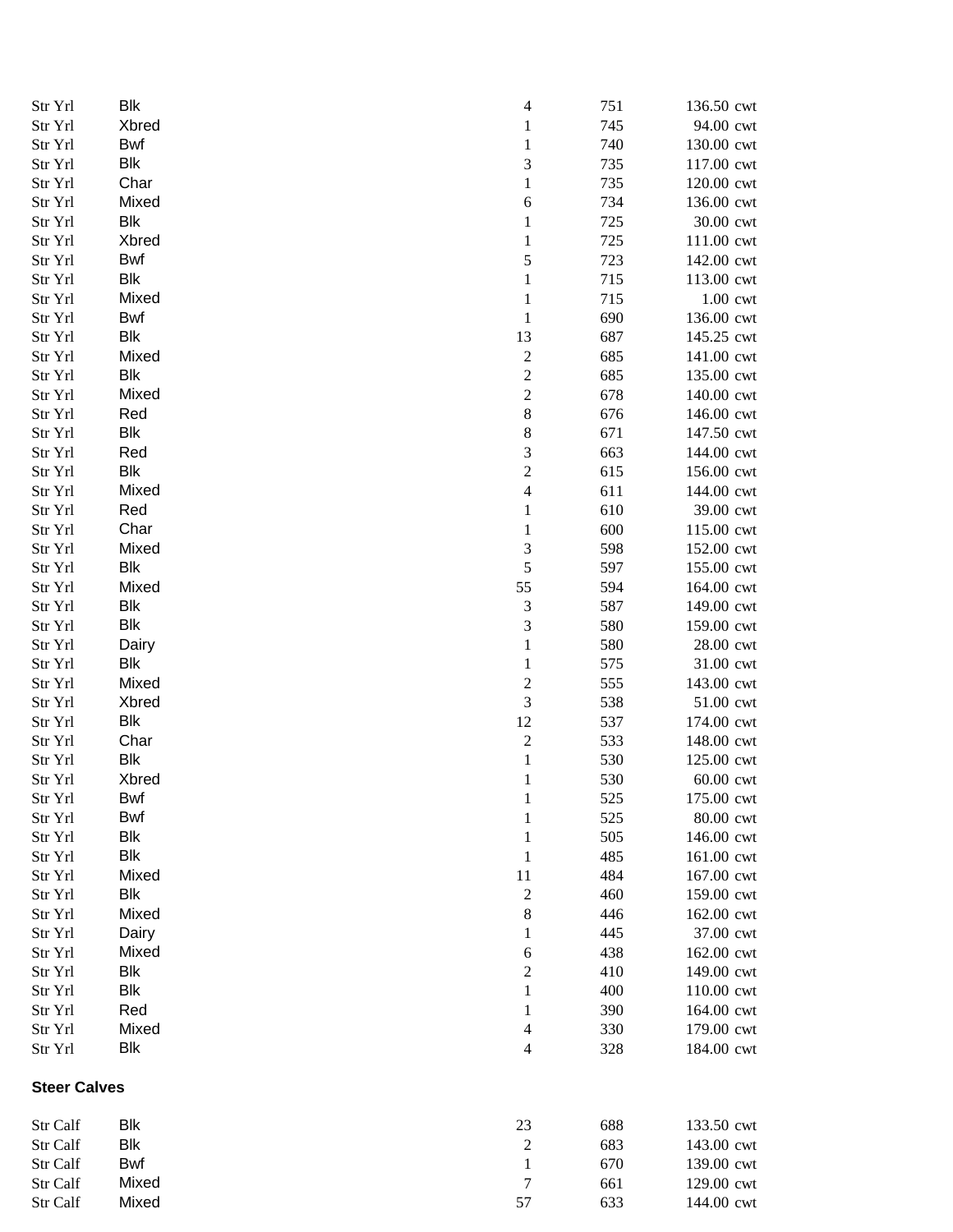| | | | | | |
|---|---|---|---|---|---|
| Str Yrl | Blk | 4 | 751 | 136.50 | cwt |
| Str Yrl | Xbred | 1 | 745 | 94.00 | cwt |
| Str Yrl | Bwf | 1 | 740 | 130.00 | cwt |
| Str Yrl | Blk | 3 | 735 | 117.00 | cwt |
| Str Yrl | Char | 1 | 735 | 120.00 | cwt |
| Str Yrl | Mixed | 6 | 734 | 136.00 | cwt |
| Str Yrl | Blk | 1 | 725 | 30.00 | cwt |
| Str Yrl | Xbred | 1 | 725 | 111.00 | cwt |
| Str Yrl | Bwf | 5 | 723 | 142.00 | cwt |
| Str Yrl | Blk | 1 | 715 | 113.00 | cwt |
| Str Yrl | Mixed | 1 | 715 | 1.00 | cwt |
| Str Yrl | Bwf | 1 | 690 | 136.00 | cwt |
| Str Yrl | Blk | 13 | 687 | 145.25 | cwt |
| Str Yrl | Mixed | 2 | 685 | 141.00 | cwt |
| Str Yrl | Blk | 2 | 685 | 135.00 | cwt |
| Str Yrl | Mixed | 2 | 678 | 140.00 | cwt |
| Str Yrl | Red | 8 | 676 | 146.00 | cwt |
| Str Yrl | Blk | 8 | 671 | 147.50 | cwt |
| Str Yrl | Red | 3 | 663 | 144.00 | cwt |
| Str Yrl | Blk | 2 | 615 | 156.00 | cwt |
| Str Yrl | Mixed | 4 | 611 | 144.00 | cwt |
| Str Yrl | Red | 1 | 610 | 39.00 | cwt |
| Str Yrl | Char | 1 | 600 | 115.00 | cwt |
| Str Yrl | Mixed | 3 | 598 | 152.00 | cwt |
| Str Yrl | Blk | 5 | 597 | 155.00 | cwt |
| Str Yrl | Mixed | 55 | 594 | 164.00 | cwt |
| Str Yrl | Blk | 3 | 587 | 149.00 | cwt |
| Str Yrl | Blk | 3 | 580 | 159.00 | cwt |
| Str Yrl | Dairy | 1 | 580 | 28.00 | cwt |
| Str Yrl | Blk | 1 | 575 | 31.00 | cwt |
| Str Yrl | Mixed | 2 | 555 | 143.00 | cwt |
| Str Yrl | Xbred | 3 | 538 | 51.00 | cwt |
| Str Yrl | Blk | 12 | 537 | 174.00 | cwt |
| Str Yrl | Char | 2 | 533 | 148.00 | cwt |
| Str Yrl | Blk | 1 | 530 | 125.00 | cwt |
| Str Yrl | Xbred | 1 | 530 | 60.00 | cwt |
| Str Yrl | Bwf | 1 | 525 | 175.00 | cwt |
| Str Yrl | Bwf | 1 | 525 | 80.00 | cwt |
| Str Yrl | Blk | 1 | 505 | 146.00 | cwt |
| Str Yrl | Blk | 1 | 485 | 161.00 | cwt |
| Str Yrl | Mixed | 11 | 484 | 167.00 | cwt |
| Str Yrl | Blk | 2 | 460 | 159.00 | cwt |
| Str Yrl | Mixed | 8 | 446 | 162.00 | cwt |
| Str Yrl | Dairy | 1 | 445 | 37.00 | cwt |
| Str Yrl | Mixed | 6 | 438 | 162.00 | cwt |
| Str Yrl | Blk | 2 | 410 | 149.00 | cwt |
| Str Yrl | Blk | 1 | 400 | 110.00 | cwt |
| Str Yrl | Red | 1 | 390 | 164.00 | cwt |
| Str Yrl | Mixed | 4 | 330 | 179.00 | cwt |
| Str Yrl | Blk | 4 | 328 | 184.00 | cwt |

**Steer Calves**

| | | | | | |
|---|---|---|---|---|---|
| Str Calf | Blk | 23 | 688 | 133.50 | cwt |
| Str Calf | Blk | 2 | 683 | 143.00 | cwt |
| Str Calf | Bwf | 1 | 670 | 139.00 | cwt |
| Str Calf | Mixed | 7 | 661 | 129.00 | cwt |
| Str Calf | Mixed | 57 | 633 | 144.00 | cwt |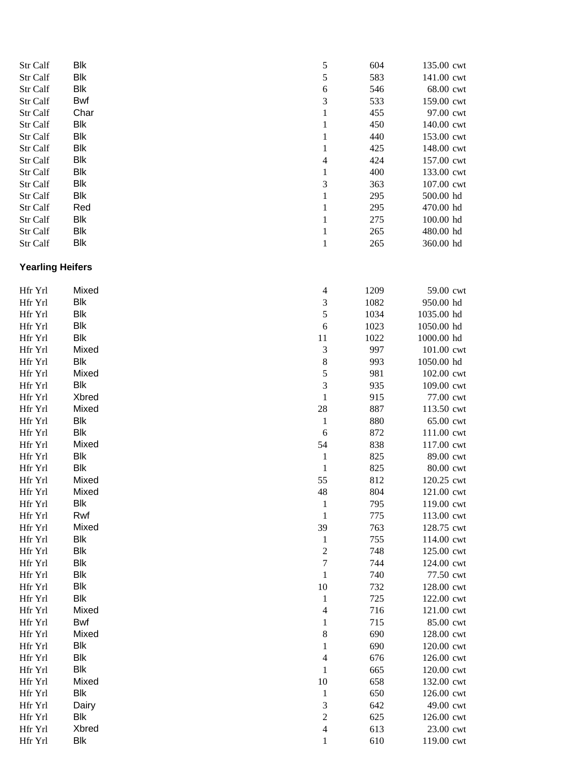| | | | | | |
|---|---|---|---|---|---|
| Str Calf | Blk | 5 | 604 | 135.00 | cwt |
| Str Calf | Blk | 5 | 583 | 141.00 | cwt |
| Str Calf | Blk | 6 | 546 | 68.00 | cwt |
| Str Calf | Bwf | 3 | 533 | 159.00 | cwt |
| Str Calf | Char | 1 | 455 | 97.00 | cwt |
| Str Calf | Blk | 1 | 450 | 140.00 | cwt |
| Str Calf | Blk | 1 | 440 | 153.00 | cwt |
| Str Calf | Blk | 1 | 425 | 148.00 | cwt |
| Str Calf | Blk | 4 | 424 | 157.00 | cwt |
| Str Calf | Blk | 1 | 400 | 133.00 | cwt |
| Str Calf | Blk | 3 | 363 | 107.00 | cwt |
| Str Calf | Blk | 1 | 295 | 500.00 | hd |
| Str Calf | Red | 1 | 295 | 470.00 | hd |
| Str Calf | Blk | 1 | 275 | 100.00 | hd |
| Str Calf | Blk | 1 | 265 | 480.00 | hd |
| Str Calf | Blk | 1 | 265 | 360.00 | hd |

**Yearling Heifers**

| | | | | | |
|---|---|---|---|---|---|
| Hfr Yrl | Mixed | 4 | 1209 | 59.00 | cwt |
| Hfr Yrl | Blk | 3 | 1082 | 950.00 | hd |
| Hfr Yrl | Blk | 5 | 1034 | 1035.00 | hd |
| Hfr Yrl | Blk | 6 | 1023 | 1050.00 | hd |
| Hfr Yrl | Blk | 11 | 1022 | 1000.00 | hd |
| Hfr Yrl | Mixed | 3 | 997 | 101.00 | cwt |
| Hfr Yrl | Blk | 8 | 993 | 1050.00 | hd |
| Hfr Yrl | Mixed | 5 | 981 | 102.00 | cwt |
| Hfr Yrl | Blk | 3 | 935 | 109.00 | cwt |
| Hfr Yrl | Xbred | 1 | 915 | 77.00 | cwt |
| Hfr Yrl | Mixed | 28 | 887 | 113.50 | cwt |
| Hfr Yrl | Blk | 1 | 880 | 65.00 | cwt |
| Hfr Yrl | Blk | 6 | 872 | 111.00 | cwt |
| Hfr Yrl | Mixed | 54 | 838 | 117.00 | cwt |
| Hfr Yrl | Blk | 1 | 825 | 89.00 | cwt |
| Hfr Yrl | Blk | 1 | 825 | 80.00 | cwt |
| Hfr Yrl | Mixed | 55 | 812 | 120.25 | cwt |
| Hfr Yrl | Mixed | 48 | 804 | 121.00 | cwt |
| Hfr Yrl | Blk | 1 | 795 | 119.00 | cwt |
| Hfr Yrl | Rwf | 1 | 775 | 113.00 | cwt |
| Hfr Yrl | Mixed | 39 | 763 | 128.75 | cwt |
| Hfr Yrl | Blk | 1 | 755 | 114.00 | cwt |
| Hfr Yrl | Blk | 2 | 748 | 125.00 | cwt |
| Hfr Yrl | Blk | 7 | 744 | 124.00 | cwt |
| Hfr Yrl | Blk | 1 | 740 | 77.50 | cwt |
| Hfr Yrl | Blk | 10 | 732 | 128.00 | cwt |
| Hfr Yrl | Blk | 1 | 725 | 122.00 | cwt |
| Hfr Yrl | Mixed | 4 | 716 | 121.00 | cwt |
| Hfr Yrl | Bwf | 1 | 715 | 85.00 | cwt |
| Hfr Yrl | Mixed | 8 | 690 | 128.00 | cwt |
| Hfr Yrl | Blk | 1 | 690 | 120.00 | cwt |
| Hfr Yrl | Blk | 4 | 676 | 126.00 | cwt |
| Hfr Yrl | Blk | 1 | 665 | 120.00 | cwt |
| Hfr Yrl | Mixed | 10 | 658 | 132.00 | cwt |
| Hfr Yrl | Blk | 1 | 650 | 126.00 | cwt |
| Hfr Yrl | Dairy | 3 | 642 | 49.00 | cwt |
| Hfr Yrl | Blk | 2 | 625 | 126.00 | cwt |
| Hfr Yrl | Xbred | 4 | 613 | 23.00 | cwt |
| Hfr Yrl | Blk | 1 | 610 | 119.00 | cwt |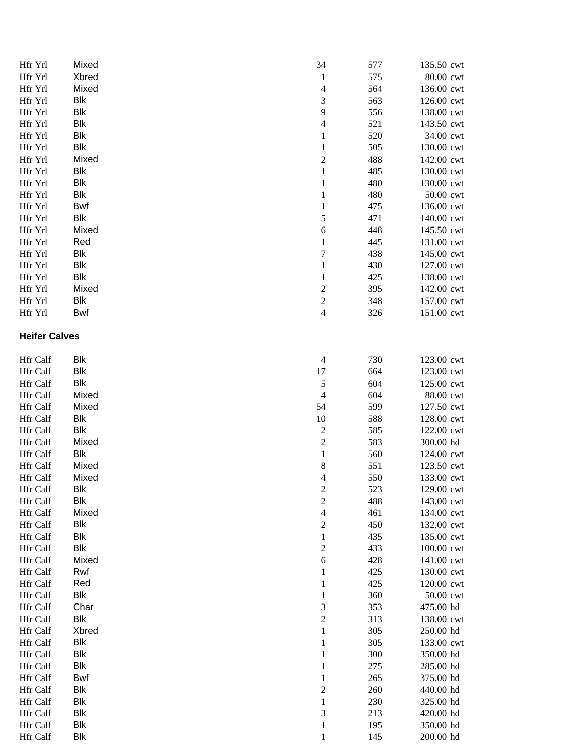| | | | | | |
|---|---|---|---|---|---|
| Hfr Yrl | Mixed | 34 | 577 | 135.50 | cwt |
| Hfr Yrl | Xbred | 1 | 575 | 80.00 | cwt |
| Hfr Yrl | Mixed | 4 | 564 | 136.00 | cwt |
| Hfr Yrl | Blk | 3 | 563 | 126.00 | cwt |
| Hfr Yrl | Blk | 9 | 556 | 138.00 | cwt |
| Hfr Yrl | Blk | 4 | 521 | 143.50 | cwt |
| Hfr Yrl | Blk | 1 | 520 | 34.00 | cwt |
| Hfr Yrl | Blk | 1 | 505 | 130.00 | cwt |
| Hfr Yrl | Mixed | 2 | 488 | 142.00 | cwt |
| Hfr Yrl | Blk | 1 | 485 | 130.00 | cwt |
| Hfr Yrl | Blk | 1 | 480 | 130.00 | cwt |
| Hfr Yrl | Blk | 1 | 480 | 50.00 | cwt |
| Hfr Yrl | Bwf | 1 | 475 | 136.00 | cwt |
| Hfr Yrl | Blk | 5 | 471 | 140.00 | cwt |
| Hfr Yrl | Mixed | 6 | 448 | 145.50 | cwt |
| Hfr Yrl | Red | 1 | 445 | 131.00 | cwt |
| Hfr Yrl | Blk | 7 | 438 | 145.00 | cwt |
| Hfr Yrl | Blk | 1 | 430 | 127.00 | cwt |
| Hfr Yrl | Blk | 1 | 425 | 138.00 | cwt |
| Hfr Yrl | Mixed | 2 | 395 | 142.00 | cwt |
| Hfr Yrl | Blk | 2 | 348 | 157.00 | cwt |
| Hfr Yrl | Bwf | 4 | 326 | 151.00 | cwt |

**Heifer Calves**

| | | | | | |
|---|---|---|---|---|---|
| Hfr Calf | Blk | 4 | 730 | 123.00 | cwt |
| Hfr Calf | Blk | 17 | 664 | 123.00 | cwt |
| Hfr Calf | Blk | 5 | 604 | 125.00 | cwt |
| Hfr Calf | Mixed | 4 | 604 | 88.00 | cwt |
| Hfr Calf | Mixed | 54 | 599 | 127.50 | cwt |
| Hfr Calf | Blk | 10 | 588 | 128.00 | cwt |
| Hfr Calf | Blk | 2 | 585 | 122.00 | cwt |
| Hfr Calf | Mixed | 2 | 583 | 300.00 | hd |
| Hfr Calf | Blk | 1 | 560 | 124.00 | cwt |
| Hfr Calf | Mixed | 8 | 551 | 123.50 | cwt |
| Hfr Calf | Mixed | 4 | 550 | 133.00 | cwt |
| Hfr Calf | Blk | 2 | 523 | 129.00 | cwt |
| Hfr Calf | Blk | 2 | 488 | 143.00 | cwt |
| Hfr Calf | Mixed | 4 | 461 | 134.00 | cwt |
| Hfr Calf | Blk | 2 | 450 | 132.00 | cwt |
| Hfr Calf | Blk | 1 | 435 | 135.00 | cwt |
| Hfr Calf | Blk | 2 | 433 | 100.00 | cwt |
| Hfr Calf | Mixed | 6 | 428 | 141.00 | cwt |
| Hfr Calf | Rwf | 1 | 425 | 130.00 | cwt |
| Hfr Calf | Red | 1 | 425 | 120.00 | cwt |
| Hfr Calf | Blk | 1 | 360 | 50.00 | cwt |
| Hfr Calf | Char | 3 | 353 | 475.00 | hd |
| Hfr Calf | Blk | 2 | 313 | 138.00 | cwt |
| Hfr Calf | Xbred | 1 | 305 | 250.00 | hd |
| Hfr Calf | Blk | 1 | 305 | 133.00 | cwt |
| Hfr Calf | Blk | 1 | 300 | 350.00 | hd |
| Hfr Calf | Blk | 1 | 275 | 285.00 | hd |
| Hfr Calf | Bwf | 1 | 265 | 375.00 | hd |
| Hfr Calf | Blk | 2 | 260 | 440.00 | hd |
| Hfr Calf | Blk | 1 | 230 | 325.00 | hd |
| Hfr Calf | Blk | 3 | 213 | 420.00 | hd |
| Hfr Calf | Blk | 1 | 195 | 350.00 | hd |
| Hfr Calf | Blk | 1 | 145 | 200.00 | hd |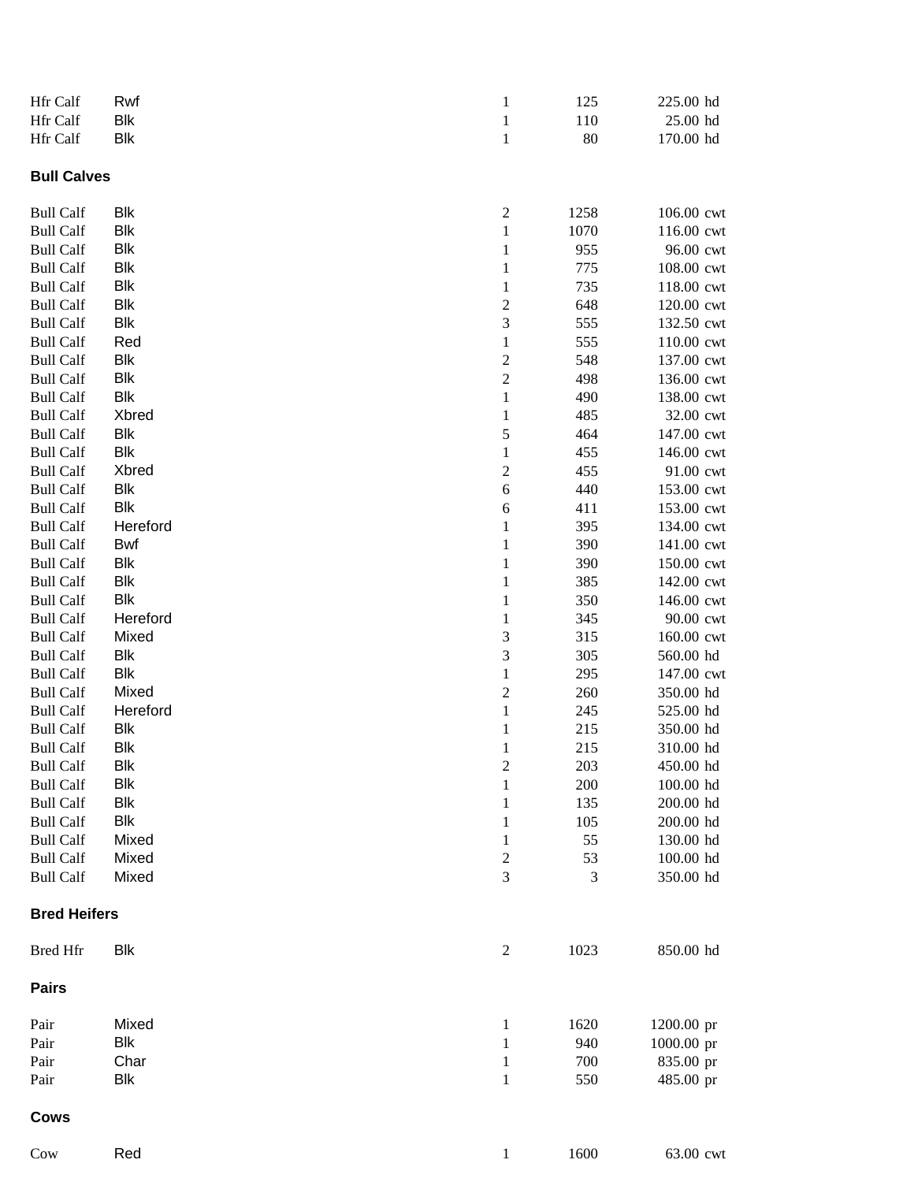| | | | | |
|---|---|---|---|---|
| Hfr Calf | Rwf | 1 | 125 | 225.00 hd |
| Hfr Calf | Blk | 1 | 110 | 25.00 hd |
| Hfr Calf | Blk | 1 | 80 | 170.00 hd |

**Bull Calves**

| | | | | |
|---|---|---|---|---|
| Bull Calf | Blk | 2 | 1258 | 106.00 cwt |
| Bull Calf | Blk | 1 | 1070 | 116.00 cwt |
| Bull Calf | Blk | 1 | 955 | 96.00 cwt |
| Bull Calf | Blk | 1 | 775 | 108.00 cwt |
| Bull Calf | Blk | 1 | 735 | 118.00 cwt |
| Bull Calf | Blk | 2 | 648 | 120.00 cwt |
| Bull Calf | Blk | 3 | 555 | 132.50 cwt |
| Bull Calf | Red | 1 | 555 | 110.00 cwt |
| Bull Calf | Blk | 2 | 548 | 137.00 cwt |
| Bull Calf | Blk | 2 | 498 | 136.00 cwt |
| Bull Calf | Blk | 1 | 490 | 138.00 cwt |
| Bull Calf | Xbred | 1 | 485 | 32.00 cwt |
| Bull Calf | Blk | 5 | 464 | 147.00 cwt |
| Bull Calf | Blk | 1 | 455 | 146.00 cwt |
| Bull Calf | Xbred | 2 | 455 | 91.00 cwt |
| Bull Calf | Blk | 6 | 440 | 153.00 cwt |
| Bull Calf | Blk | 6 | 411 | 153.00 cwt |
| Bull Calf | Hereford | 1 | 395 | 134.00 cwt |
| Bull Calf | Bwf | 1 | 390 | 141.00 cwt |
| Bull Calf | Blk | 1 | 390 | 150.00 cwt |
| Bull Calf | Blk | 1 | 385 | 142.00 cwt |
| Bull Calf | Blk | 1 | 350 | 146.00 cwt |
| Bull Calf | Hereford | 1 | 345 | 90.00 cwt |
| Bull Calf | Mixed | 3 | 315 | 160.00 cwt |
| Bull Calf | Blk | 3 | 305 | 560.00 hd |
| Bull Calf | Blk | 1 | 295 | 147.00 cwt |
| Bull Calf | Mixed | 2 | 260 | 350.00 hd |
| Bull Calf | Hereford | 1 | 245 | 525.00 hd |
| Bull Calf | Blk | 1 | 215 | 350.00 hd |
| Bull Calf | Blk | 1 | 215 | 310.00 hd |
| Bull Calf | Blk | 2 | 203 | 450.00 hd |
| Bull Calf | Blk | 1 | 200 | 100.00 hd |
| Bull Calf | Blk | 1 | 135 | 200.00 hd |
| Bull Calf | Blk | 1 | 105 | 200.00 hd |
| Bull Calf | Mixed | 1 | 55 | 130.00 hd |
| Bull Calf | Mixed | 2 | 53 | 100.00 hd |
| Bull Calf | Mixed | 3 | 3 | 350.00 hd |

**Bred Heifers**

| | | | | |
|---|---|---|---|---|
| Bred Hfr | Blk | 2 | 1023 | 850.00 hd |

**Pairs**

| | | | | |
|---|---|---|---|---|
| Pair | Mixed | 1 | 1620 | 1200.00 pr |
| Pair | Blk | 1 | 940 | 1000.00 pr |
| Pair | Char | 1 | 700 | 835.00 pr |
| Pair | Blk | 1 | 550 | 485.00 pr |

**Cows**

| | | | | |
|---|---|---|---|---|
| Cow | Red | 1 | 1600 | 63.00 cwt |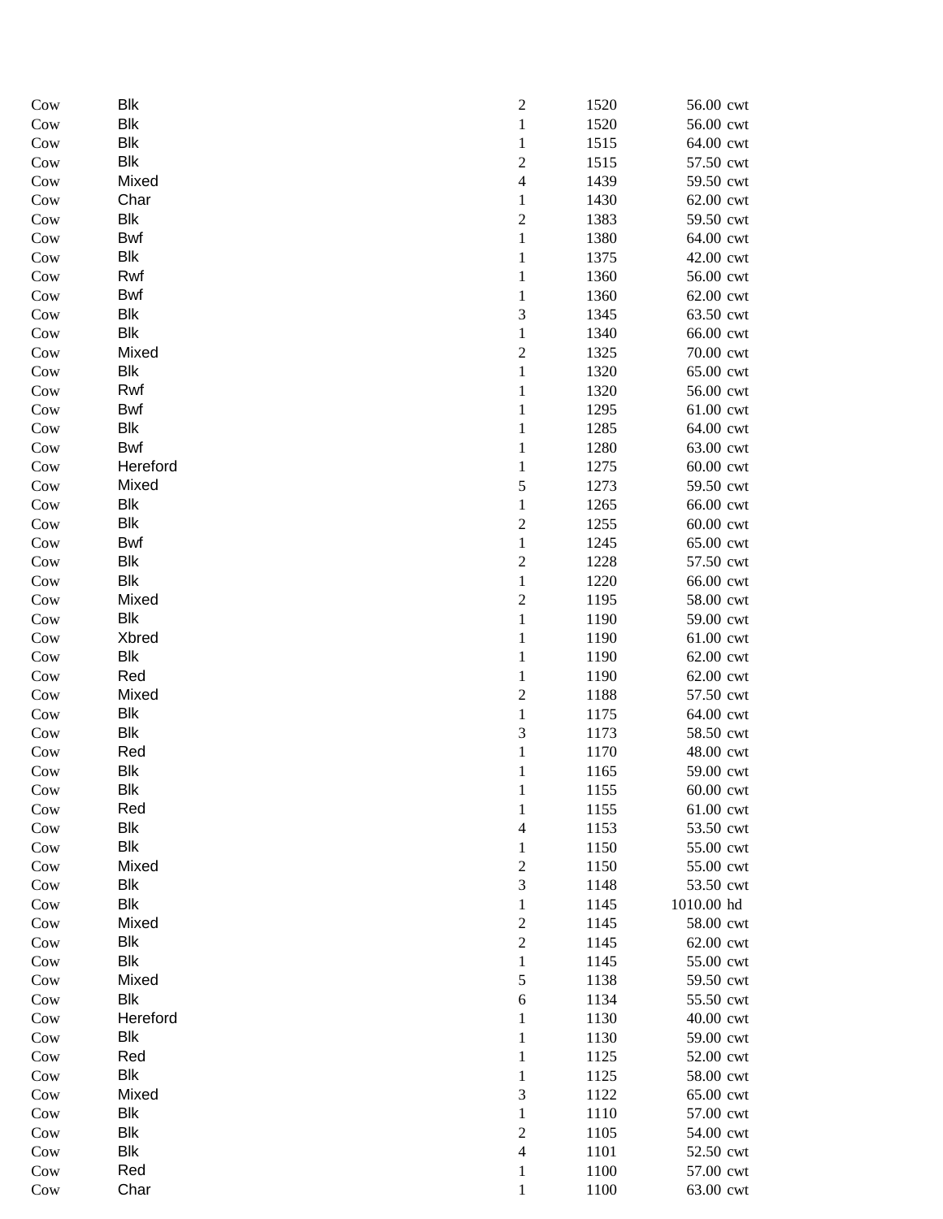| | | | | | |
|---|---|---|---|---|---|
| Cow | Blk | 2 | 1520 | 56.00 | cwt |
| Cow | Blk | 1 | 1520 | 56.00 | cwt |
| Cow | Blk | 1 | 1515 | 64.00 | cwt |
| Cow | Blk | 2 | 1515 | 57.50 | cwt |
| Cow | Mixed | 4 | 1439 | 59.50 | cwt |
| Cow | Char | 1 | 1430 | 62.00 | cwt |
| Cow | Blk | 2 | 1383 | 59.50 | cwt |
| Cow | Bwf | 1 | 1380 | 64.00 | cwt |
| Cow | Blk | 1 | 1375 | 42.00 | cwt |
| Cow | Rwf | 1 | 1360 | 56.00 | cwt |
| Cow | Bwf | 1 | 1360 | 62.00 | cwt |
| Cow | Blk | 3 | 1345 | 63.50 | cwt |
| Cow | Blk | 1 | 1340 | 66.00 | cwt |
| Cow | Mixed | 2 | 1325 | 70.00 | cwt |
| Cow | Blk | 1 | 1320 | 65.00 | cwt |
| Cow | Rwf | 1 | 1320 | 56.00 | cwt |
| Cow | Bwf | 1 | 1295 | 61.00 | cwt |
| Cow | Blk | 1 | 1285 | 64.00 | cwt |
| Cow | Bwf | 1 | 1280 | 63.00 | cwt |
| Cow | Hereford | 1 | 1275 | 60.00 | cwt |
| Cow | Mixed | 5 | 1273 | 59.50 | cwt |
| Cow | Blk | 1 | 1265 | 66.00 | cwt |
| Cow | Blk | 2 | 1255 | 60.00 | cwt |
| Cow | Bwf | 1 | 1245 | 65.00 | cwt |
| Cow | Blk | 2 | 1228 | 57.50 | cwt |
| Cow | Blk | 1 | 1220 | 66.00 | cwt |
| Cow | Mixed | 2 | 1195 | 58.00 | cwt |
| Cow | Blk | 1 | 1190 | 59.00 | cwt |
| Cow | Xbred | 1 | 1190 | 61.00 | cwt |
| Cow | Blk | 1 | 1190 | 62.00 | cwt |
| Cow | Red | 1 | 1190 | 62.00 | cwt |
| Cow | Mixed | 2 | 1188 | 57.50 | cwt |
| Cow | Blk | 1 | 1175 | 64.00 | cwt |
| Cow | Blk | 3 | 1173 | 58.50 | cwt |
| Cow | Red | 1 | 1170 | 48.00 | cwt |
| Cow | Blk | 1 | 1165 | 59.00 | cwt |
| Cow | Blk | 1 | 1155 | 60.00 | cwt |
| Cow | Red | 1 | 1155 | 61.00 | cwt |
| Cow | Blk | 4 | 1153 | 53.50 | cwt |
| Cow | Blk | 1 | 1150 | 55.00 | cwt |
| Cow | Mixed | 2 | 1150 | 55.00 | cwt |
| Cow | Blk | 3 | 1148 | 53.50 | cwt |
| Cow | Blk | 1 | 1145 | 1010.00 | hd |
| Cow | Mixed | 2 | 1145 | 58.00 | cwt |
| Cow | Blk | 2 | 1145 | 62.00 | cwt |
| Cow | Blk | 1 | 1145 | 55.00 | cwt |
| Cow | Mixed | 5 | 1138 | 59.50 | cwt |
| Cow | Blk | 6 | 1134 | 55.50 | cwt |
| Cow | Hereford | 1 | 1130 | 40.00 | cwt |
| Cow | Blk | 1 | 1130 | 59.00 | cwt |
| Cow | Red | 1 | 1125 | 52.00 | cwt |
| Cow | Blk | 1 | 1125 | 58.00 | cwt |
| Cow | Mixed | 3 | 1122 | 65.00 | cwt |
| Cow | Blk | 1 | 1110 | 57.00 | cwt |
| Cow | Blk | 2 | 1105 | 54.00 | cwt |
| Cow | Blk | 4 | 1101 | 52.50 | cwt |
| Cow | Red | 1 | 1100 | 57.00 | cwt |
| Cow | Char | 1 | 1100 | 63.00 | cwt |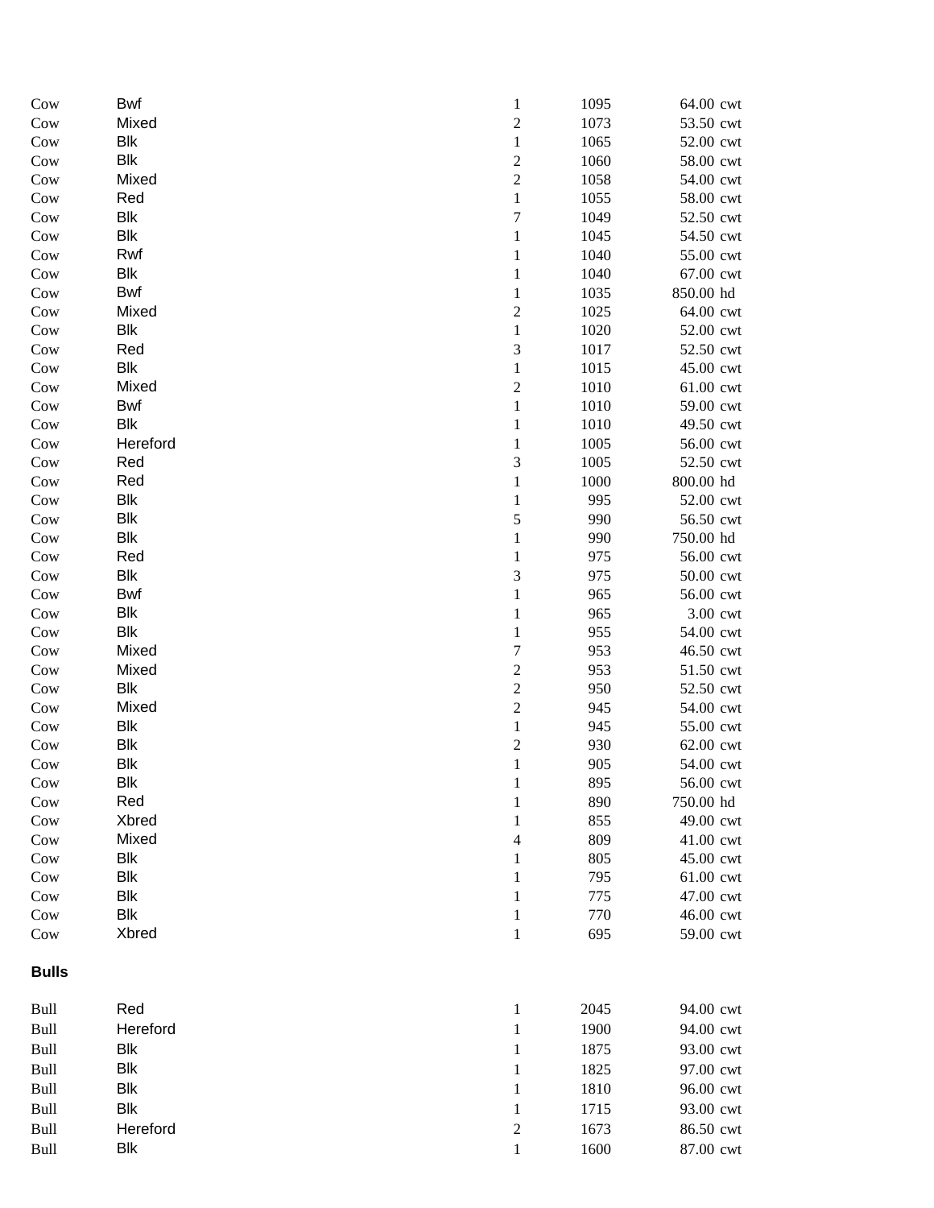| | | | | | |
|---|---|---|---|---|---|
| Cow | Bwf | 1 | 1095 | 64.00 | cwt |
| Cow | Mixed | 2 | 1073 | 53.50 | cwt |
| Cow | Blk | 1 | 1065 | 52.00 | cwt |
| Cow | Blk | 2 | 1060 | 58.00 | cwt |
| Cow | Mixed | 2 | 1058 | 54.00 | cwt |
| Cow | Red | 1 | 1055 | 58.00 | cwt |
| Cow | Blk | 7 | 1049 | 52.50 | cwt |
| Cow | Blk | 1 | 1045 | 54.50 | cwt |
| Cow | Rwf | 1 | 1040 | 55.00 | cwt |
| Cow | Blk | 1 | 1040 | 67.00 | cwt |
| Cow | Bwf | 1 | 1035 | 850.00 | hd |
| Cow | Mixed | 2 | 1025 | 64.00 | cwt |
| Cow | Blk | 1 | 1020 | 52.00 | cwt |
| Cow | Red | 3 | 1017 | 52.50 | cwt |
| Cow | Blk | 1 | 1015 | 45.00 | cwt |
| Cow | Mixed | 2 | 1010 | 61.00 | cwt |
| Cow | Bwf | 1 | 1010 | 59.00 | cwt |
| Cow | Blk | 1 | 1010 | 49.50 | cwt |
| Cow | Hereford | 1 | 1005 | 56.00 | cwt |
| Cow | Red | 3 | 1005 | 52.50 | cwt |
| Cow | Red | 1 | 1000 | 800.00 | hd |
| Cow | Blk | 1 | 995 | 52.00 | cwt |
| Cow | Blk | 5 | 990 | 56.50 | cwt |
| Cow | Blk | 1 | 990 | 750.00 | hd |
| Cow | Red | 1 | 975 | 56.00 | cwt |
| Cow | Blk | 3 | 975 | 50.00 | cwt |
| Cow | Bwf | 1 | 965 | 56.00 | cwt |
| Cow | Blk | 1 | 965 | 3.00 | cwt |
| Cow | Blk | 1 | 955 | 54.00 | cwt |
| Cow | Mixed | 7 | 953 | 46.50 | cwt |
| Cow | Mixed | 2 | 953 | 51.50 | cwt |
| Cow | Blk | 2 | 950 | 52.50 | cwt |
| Cow | Mixed | 2 | 945 | 54.00 | cwt |
| Cow | Blk | 1 | 945 | 55.00 | cwt |
| Cow | Blk | 2 | 930 | 62.00 | cwt |
| Cow | Blk | 1 | 905 | 54.00 | cwt |
| Cow | Blk | 1 | 895 | 56.00 | cwt |
| Cow | Red | 1 | 890 | 750.00 | hd |
| Cow | Xbred | 1 | 855 | 49.00 | cwt |
| Cow | Mixed | 4 | 809 | 41.00 | cwt |
| Cow | Blk | 1 | 805 | 45.00 | cwt |
| Cow | Blk | 1 | 795 | 61.00 | cwt |
| Cow | Blk | 1 | 775 | 47.00 | cwt |
| Cow | Blk | 1 | 770 | 46.00 | cwt |
| Cow | Xbred | 1 | 695 | 59.00 | cwt |

**Bulls**

| | | | | | |
|---|---|---|---|---|---|
| Bull | Red | 1 | 2045 | 94.00 | cwt |
| Bull | Hereford | 1 | 1900 | 94.00 | cwt |
| Bull | Blk | 1 | 1875 | 93.00 | cwt |
| Bull | Blk | 1 | 1825 | 97.00 | cwt |
| Bull | Blk | 1 | 1810 | 96.00 | cwt |
| Bull | Blk | 1 | 1715 | 93.00 | cwt |
| Bull | Hereford | 2 | 1673 | 86.50 | cwt |
| Bull | Blk | 1 | 1600 | 87.00 | cwt |